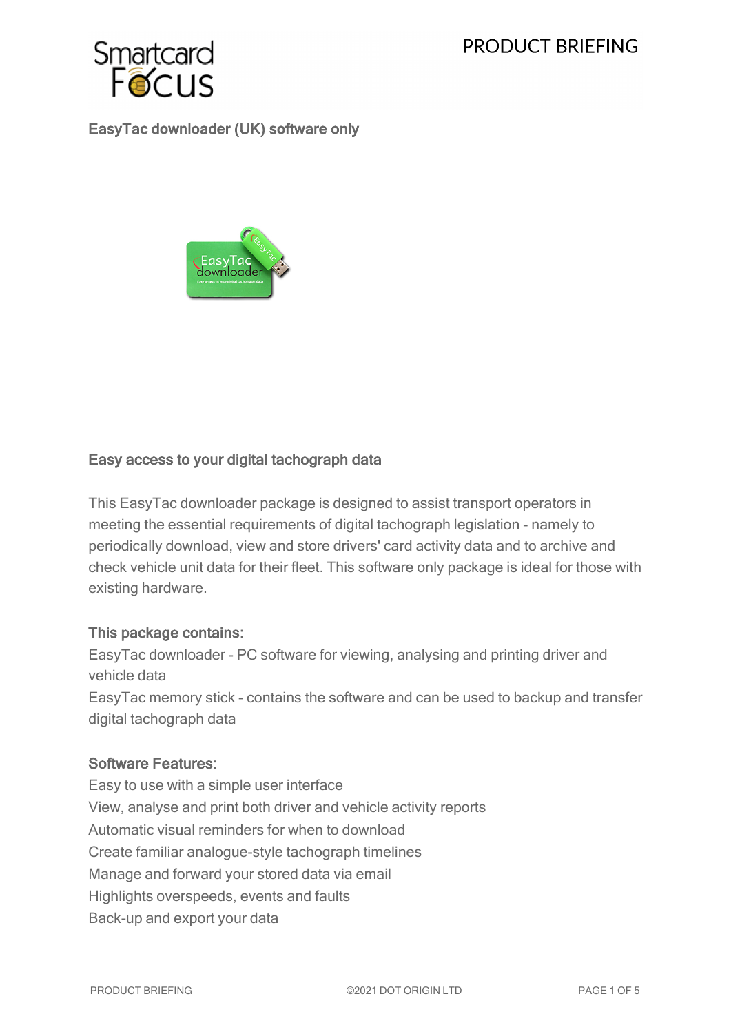# EasyTac downloader (UK) software only

## Easy access to your digital tachograph data

This EasyTac downloader package is designed to assist transport operators in meeting the essential requirements of digital tachograph legislation - namely to periodically download, view and store drivers' card activity data and to archive and check vehicle unit data for their fleet. This software only package is ideal for those with existing hardware.

### This package contains:

EasyTac downloader - PC software for viewing, analysing and printing driver and vehicle data
EasyTac memory stick - contains the software and can be used to backup and transfer digital tachograph data

### Software Features:

Easy to use with a simple user interface
View, analyse and print both driver and vehicle activity reports
Automatic visual reminders for when to download
Create familiar analogue-style tachograph timelines
Manage and forward your stored data via email
Highlights overspeeds, events and faults
Back-up and export your data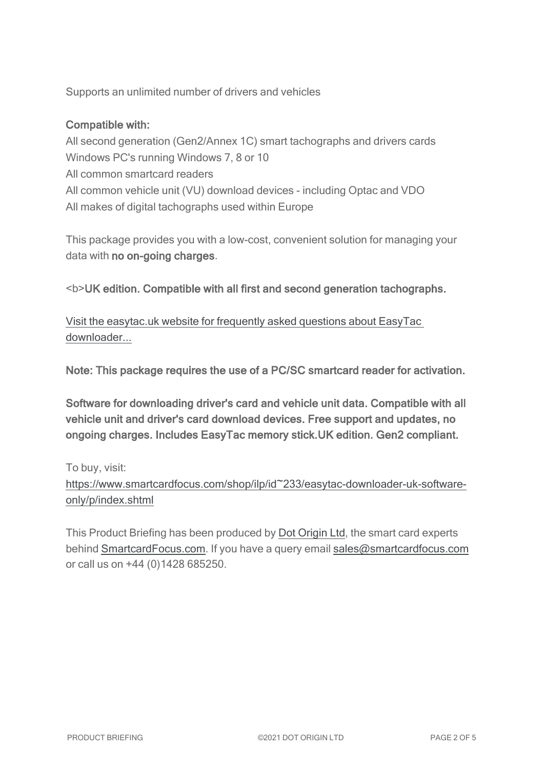Supports an unlimited number of drivers and vehicles

**Compatible with:**

All second generation (Gen2/Annex 1C) smart tachographs and drivers cards
Windows PC's running Windows 7, 8 or 10
All common smartcard readers
All common vehicle unit (VU) download devices - including Optac and VDO
All makes of digital tachographs used within Europe

This package provides you with a low-cost, convenient solution for managing your data with **no on-going charges**.

<b>**UK edition. Compatible with all first and second generation tachographs.**

[Visit the easytac.uk website for frequently asked questions about EasyTac downloader...]()

**Note: This package requires the use of a PC/SC smartcard reader for activation.**

**Software for downloading driver's card and vehicle unit data. Compatible with all vehicle unit and driver's card download devices. Free support and updates, no ongoing charges. Includes EasyTac memory stick.UK edition. Gen2 compliant.**

To buy, visit:
https://www.smartcardfocus.com/shop/ilp/id~233/easytac-downloader-uk-software-only/p/index.shtml

This Product Briefing has been produced by Dot Origin Ltd, the smart card experts behind SmartcardFocus.com. If you have a query email sales@smartcardfocus.com or call us on +44 (0)1428 685250.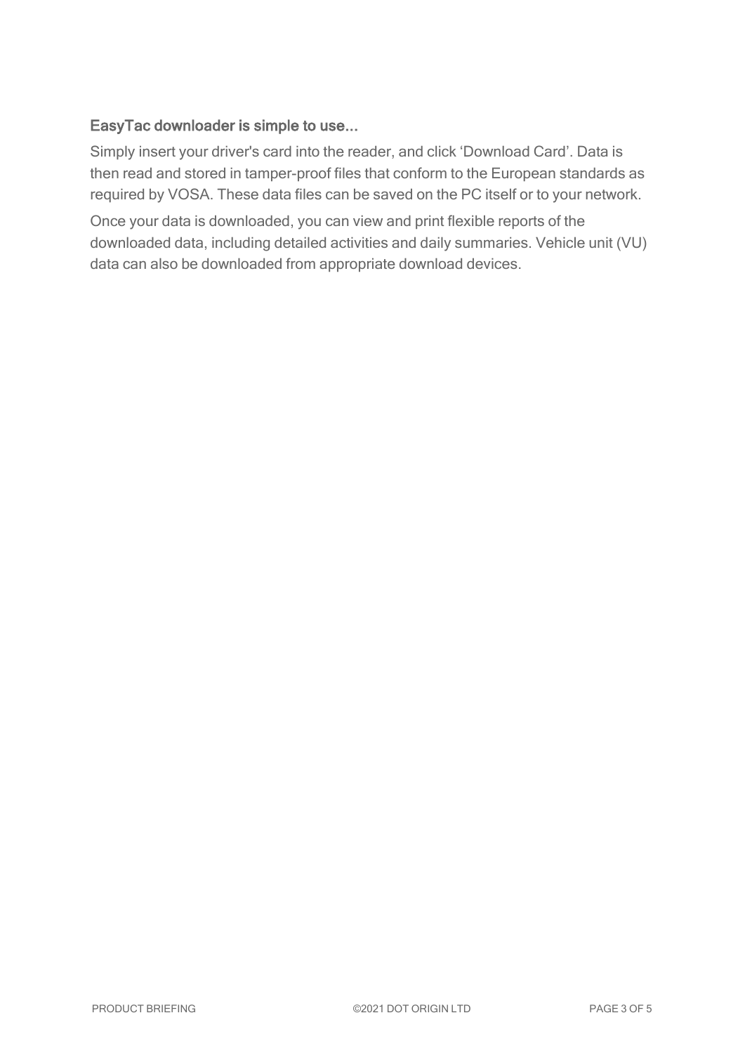### EasyTac downloader is simple to use...

Simply insert your driver's card into the reader, and click 'Download Card'. Data is then read and stored in tamper-proof files that conform to the European standards as required by VOSA. These data files can be saved on the PC itself or to your network.

Once your data is downloaded, you can view and print flexible reports of the downloaded data, including detailed activities and daily summaries. Vehicle unit (VU) data can also be downloaded from appropriate download devices.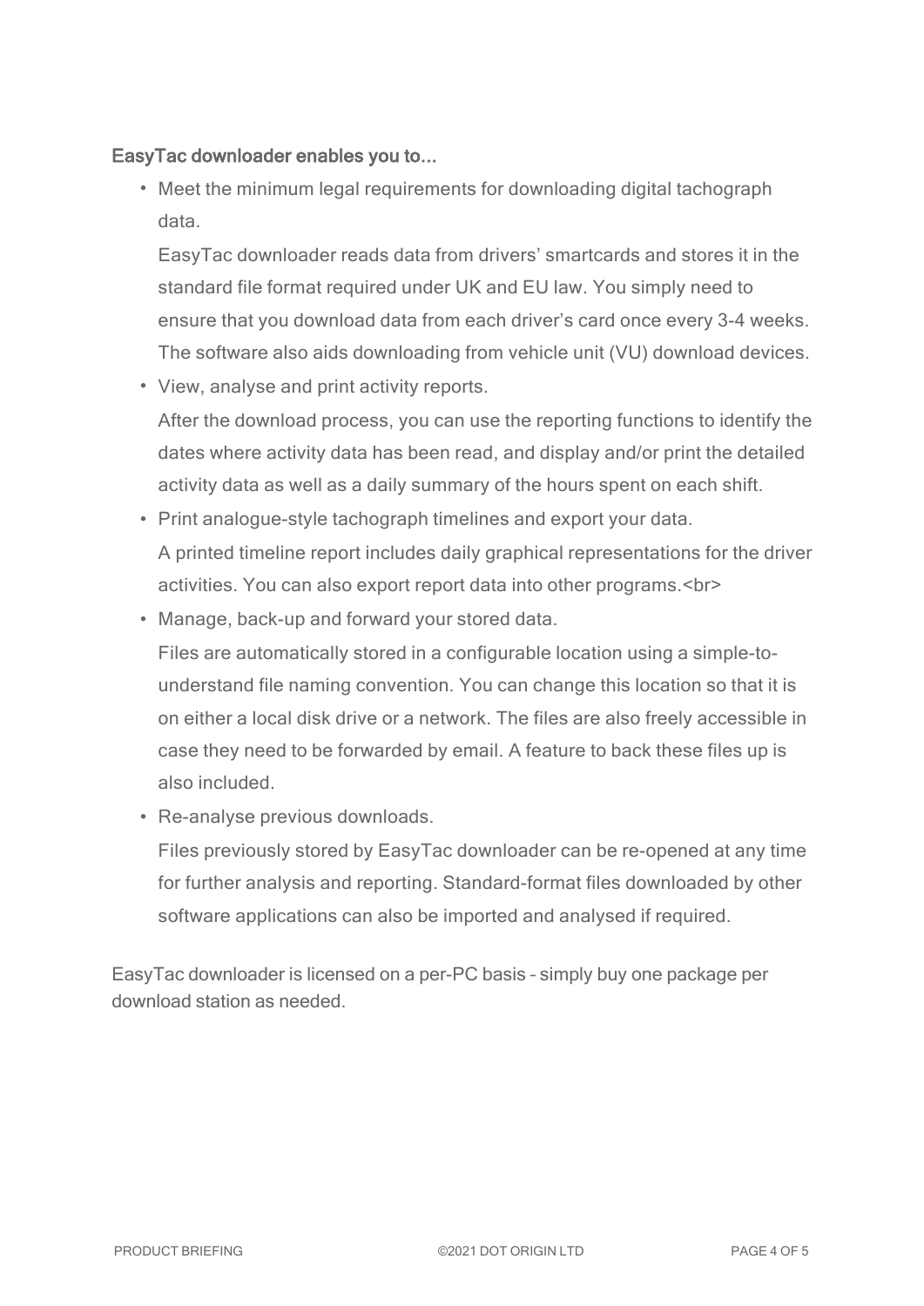### EasyTac downloader enables you to...

- Meet the minimum legal requirements for downloading digital tachograph data.

  EasyTac downloader reads data from drivers' smartcards and stores it in the standard file format required under UK and EU law. You simply need to ensure that you download data from each driver's card once every 3-4 weeks. The software also aids downloading from vehicle unit (VU) download devices.

- View, analyse and print activity reports.

  After the download process, you can use the reporting functions to identify the dates where activity data has been read, and display and/or print the detailed activity data as well as a daily summary of the hours spent on each shift.

- Print analogue-style tachograph timelines and export your data.

  A printed timeline report includes daily graphical representations for the driver activities. You can also export report data into other programs.<br>

- Manage, back-up and forward your stored data.

  Files are automatically stored in a configurable location using a simple-to-understand file naming convention. You can change this location so that it is on either a local disk drive or a network. The files are also freely accessible in case they need to be forwarded by email. A feature to back these files up is also included.

- Re-analyse previous downloads.

  Files previously stored by EasyTac downloader can be re-opened at any time for further analysis and reporting. Standard-format files downloaded by other software applications can also be imported and analysed if required.

EasyTac downloader is licensed on a per-PC basis – simply buy one package per download station as needed.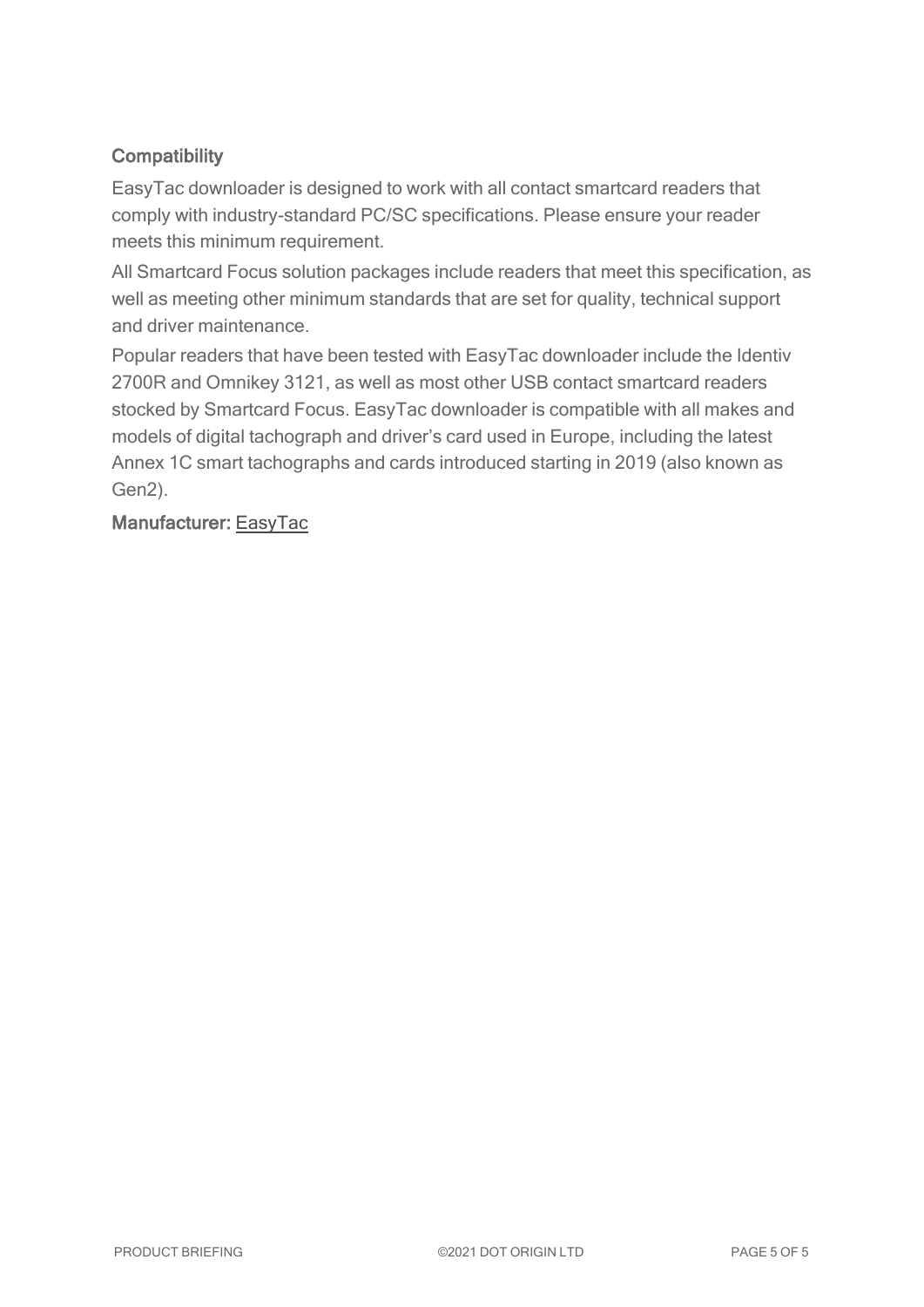### Compatibility

EasyTac downloader is designed to work with all contact smartcard readers that comply with industry-standard PC/SC specifications. Please ensure your reader meets this minimum requirement.

All Smartcard Focus solution packages include readers that meet this specification, as well as meeting other minimum standards that are set for quality, technical support and driver maintenance.

Popular readers that have been tested with EasyTac downloader include the Identiv 2700R and Omnikey 3121, as well as most other USB contact smartcard readers stocked by Smartcard Focus. EasyTac downloader is compatible with all makes and models of digital tachograph and driver's card used in Europe, including the latest Annex 1C smart tachographs and cards introduced starting in 2019 (also known as Gen2).

**Manufacturer:** EasyTac